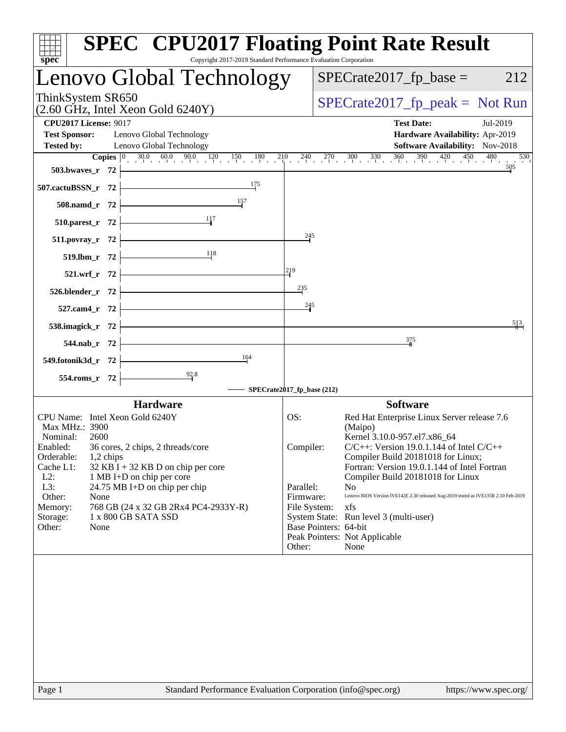# SPEC CPU2017 Floating Point Rate Result

Copyright 2017-2019 Standard Performance Evaluation Corporation

## Lenovo Global Technology

ThinkSystem SR650
(2.60 GHz, Intel Xeon Gold 6240Y)

SPECrate2017_fp_base = 212

SPECrate2017_fp_peak = Not Run

**CPU2017 License:** 9017
**Test Sponsor:** Lenovo Global Technology
**Tested by:** Lenovo Global Technology

**Test Date:** Jul-2019
**Hardware Availability:** Apr-2019
**Software Availability:** Nov-2018

| Benchmark | Copies | Base Ratio |
|---|---|---|
| 503.bwaves_r | 72 | 505 |
| 507.cactuBSSN_r | 72 | 175 |
| 508.namd_r | 72 | 157 |
| 510.parest_r | 72 | 117 |
| 511.povray_r | 72 | 245 |
| 519.lbm_r | 72 | 118 |
| 521.wrf_r | 72 | 219 |
| 526.blender_r | 72 | 235 |
| 527.cam4_r | 72 | 245 |
| 538.imagick_r | 72 | 513 |
| 544.nab_r | 72 | 375 |
| 549.fotonik3d_r | 72 | 164 |
| 554.roms_r | 72 | 92.8 |

SPECrate2017_fp_base (212)

### Hardware

| | |
|---|---|
| CPU Name: | Intel Xeon Gold 6240Y |
| Max MHz.: | 3900 |
| Nominal: | 2600 |
| Enabled: | 36 cores, 2 chips, 2 threads/core |
| Orderable: | 1,2 chips |
| Cache L1: | 32 KB I + 32 KB D on chip per core |
| L2: | 1 MB I+D on chip per core |
| L3: | 24.75 MB I+D on chip per chip |
| Other: | None |
| Memory: | 768 GB (24 x 32 GB 2Rx4 PC4-2933Y-R) |
| Storage: | 1 x 800 GB SATA SSD |
| Other: | None |

### Software

| | |
|---|---|
| OS: | Red Hat Enterprise Linux Server release 7.6 (Maipo) Kernel 3.10.0-957.el7.x86_64 |
| Compiler: | C/C++: Version 19.0.1.144 of Intel C/C++ Compiler Build 20181018 for Linux; Fortran: Version 19.0.1.144 of Intel Fortran Compiler Build 20181018 for Linux |
| Parallel: | No |
| Firmware: | Lenovo BIOS Version IVE142E 2.30 released Aug-2019 tested as IVE135R 2.10 Feb-2019 |
| File System: | xfs |
| System State: | Run level 3 (multi-user) |
| Base Pointers: | 64-bit |
| Peak Pointers: | Not Applicable |
| Other: | None |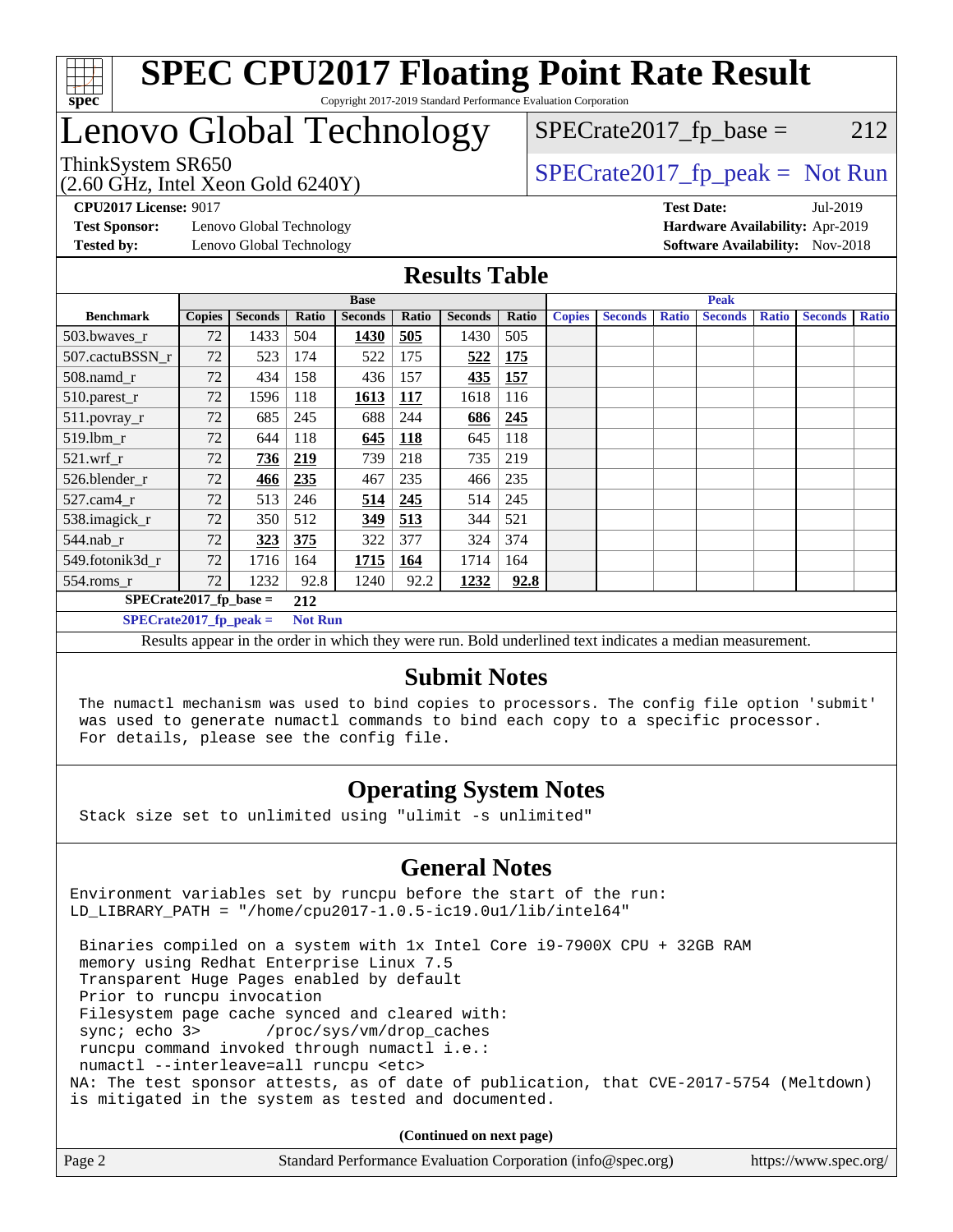# SPEC CPU2017 Floating Point Rate Result

Copyright 2017-2019 Standard Performance Evaluation Corporation

# Lenovo Global Technology

ThinkSystem SR650
(2.60 GHz, Intel Xeon Gold 6240Y)

SPECrate2017_fp_base = 212

SPECrate2017_fp_peak = Not Run

**CPU2017 License:** 9017
**Test Sponsor:** Lenovo Global Technology
**Tested by:** Lenovo Global Technology

**Test Date:** Jul-2019
**Hardware Availability:** Apr-2019
**Software Availability:** Nov-2018

## Results Table

| Benchmark | Base | | | | | | | Peak | | | | | | |
|---|---|---|---|---|---|---|---|---|---|---|---|---|---|---|
| | Copies | Seconds | Ratio | Seconds | Ratio | Seconds | Ratio | Copies | Seconds | Ratio | Seconds | Ratio | Seconds | Ratio |
| 503.bwaves_r | 72 | 1433 | 504 | **1430** | **505** | 1430 | 505 | | | | | | | |
| 507.cactuBSSN_r | 72 | 523 | 174 | 522 | 175 | **522** | **175** | | | | | | | |
| 508.namd_r | 72 | 434 | 158 | 436 | 157 | **435** | **157** | | | | | | | |
| 510.parest_r | 72 | 1596 | 118 | **1613** | **117** | 1618 | 116 | | | | | | | |
| 511.povray_r | 72 | 685 | 245 | 688 | 244 | **686** | **245** | | | | | | | |
| 519.lbm_r | 72 | 644 | 118 | **645** | **118** | 645 | 118 | | | | | | | |
| 521.wrf_r | 72 | **736** | **219** | 739 | 218 | 735 | 219 | | | | | | | |
| 526.blender_r | 72 | **466** | **235** | 467 | 235 | 466 | 235 | | | | | | | |
| 527.cam4_r | 72 | 513 | 246 | **514** | **245** | 514 | 245 | | | | | | | |
| 538.imagick_r | 72 | 350 | 512 | **349** | **513** | 344 | 521 | | | | | | | |
| 544.nab_r | 72 | **323** | **375** | 322 | 377 | 324 | 374 | | | | | | | |
| 549.fotonik3d_r | 72 | 1716 | 164 | **1715** | **164** | 1714 | 164 | | | | | | | |
| 554.roms_r | 72 | 1232 | 92.8 | 1240 | 92.2 | **1232** | **92.8** | | | | | | | |

**SPECrate2017_fp_base = 212**

**SPECrate2017_fp_peak = Not Run**

Results appear in the order in which they were run. Bold underlined text indicates a median measurement.

## Submit Notes

The numactl mechanism was used to bind copies to processors. The config file option 'submit' was used to generate numactl commands to bind each copy to a specific processor. For details, please see the config file.

## Operating System Notes

Stack size set to unlimited using "ulimit -s unlimited"

## General Notes

```
Environment variables set by runcpu before the start of the run:
LD_LIBRARY_PATH = "/home/cpu2017-1.0.5-ic19.0u1/lib/intel64"

 Binaries compiled on a system with 1x Intel Core i9-7900X CPU + 32GB RAM
 memory using Redhat Enterprise Linux 7.5
 Transparent Huge Pages enabled by default
 Prior to runcpu invocation
 Filesystem page cache synced and cleared with:
 sync; echo 3>       /proc/sys/vm/drop_caches
 runcpu command invoked through numactl i.e.:
 numactl --interleave=all runcpu <etc>
NA: The test sponsor attests, as of date of publication, that CVE-2017-5754 (Meltdown)
is mitigated in the system as tested and documented.
```

**(Continued on next page)**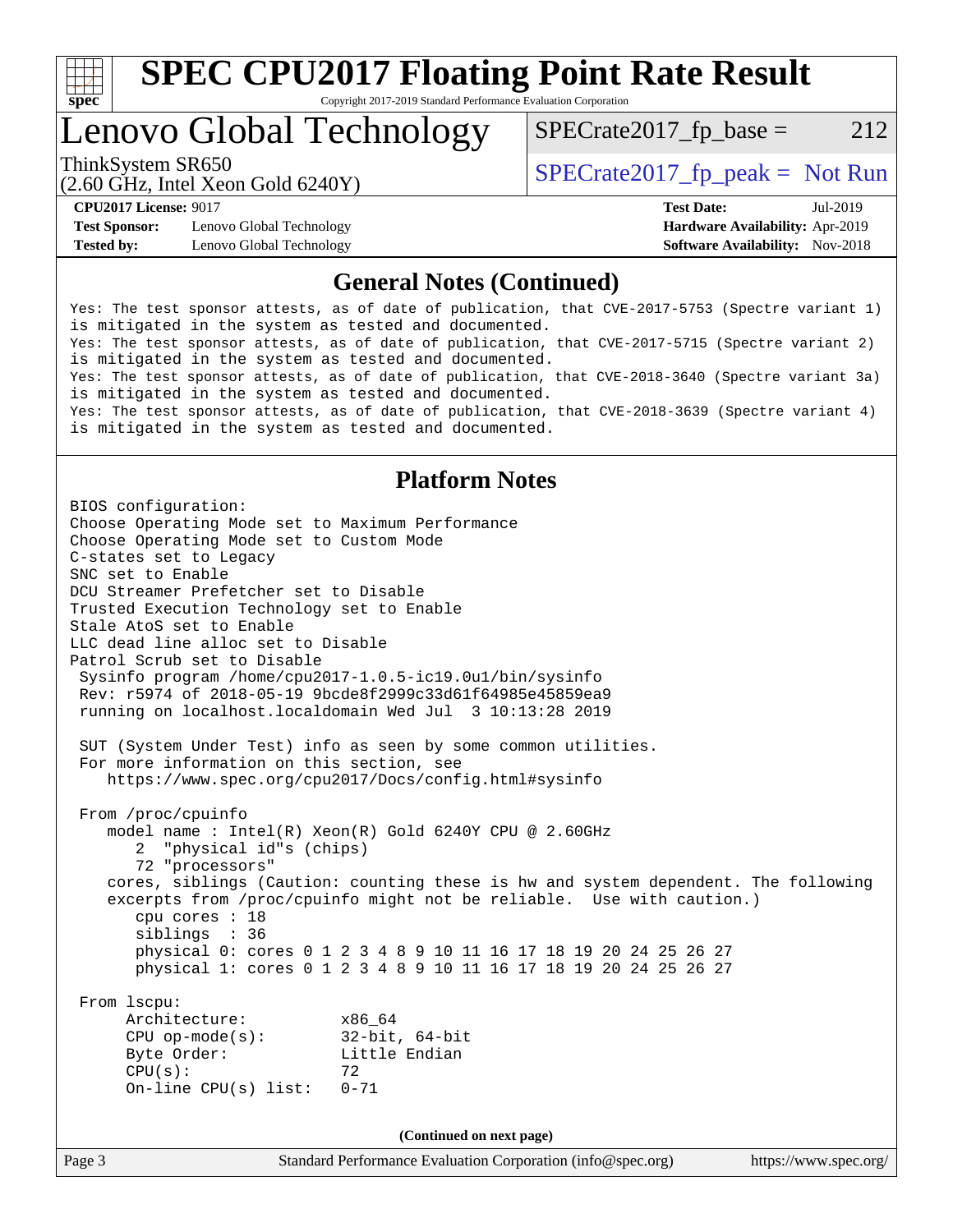# SPEC CPU2017 Floating Point Rate Result

Copyright 2017-2019 Standard Performance Evaluation Corporation

# Lenovo Global Technology

ThinkSystem SR650
(2.60 GHz, Intel Xeon Gold 6240Y)

SPECrate2017_fp_base = 212

SPECrate2017_fp_peak = Not Run

**CPU2017 License:** 9017
**Test Sponsor:** Lenovo Global Technology
**Tested by:** Lenovo Global Technology

**Test Date:** Jul-2019
**Hardware Availability:** Apr-2019
**Software Availability:** Nov-2018

## General Notes (Continued)

```
Yes: The test sponsor attests, as of date of publication, that CVE-2017-5753 (Spectre variant 1)
is mitigated in the system as tested and documented.
Yes: The test sponsor attests, as of date of publication, that CVE-2017-5715 (Spectre variant 2)
is mitigated in the system as tested and documented.
Yes: The test sponsor attests, as of date of publication, that CVE-2018-3640 (Spectre variant 3a)
is mitigated in the system as tested and documented.
Yes: The test sponsor attests, as of date of publication, that CVE-2018-3639 (Spectre variant 4)
is mitigated in the system as tested and documented.
```

## Platform Notes

```
BIOS configuration:
Choose Operating Mode set to Maximum Performance
Choose Operating Mode set to Custom Mode
C-states set to Legacy
SNC set to Enable
DCU Streamer Prefetcher set to Disable
Trusted Execution Technology set to Enable
Stale AtoS set to Enable
LLC dead line alloc set to Disable
Patrol Scrub set to Disable
 Sysinfo program /home/cpu2017-1.0.5-ic19.0u1/bin/sysinfo
 Rev: r5974 of 2018-05-19 9bcde8f2999c33d61f64985e45859ea9
 running on localhost.localdomain Wed Jul  3 10:13:28 2019

 SUT (System Under Test) info as seen by some common utilities.
 For more information on this section, see
    https://www.spec.org/cpu2017/Docs/config.html#sysinfo

 From /proc/cpuinfo
    model name : Intel(R) Xeon(R) Gold 6240Y CPU @ 2.60GHz
       2  "physical id"s (chips)
       72 "processors"
    cores, siblings (Caution: counting these is hw and system dependent. The following
    excerpts from /proc/cpuinfo might not be reliable.  Use with caution.)
       cpu cores : 18
       siblings  : 36
       physical 0: cores 0 1 2 3 4 8 9 10 11 16 17 18 19 20 24 25 26 27
       physical 1: cores 0 1 2 3 4 8 9 10 11 16 17 18 19 20 24 25 26 27

 From lscpu:
      Architecture:          x86_64
      CPU op-mode(s):        32-bit, 64-bit
      Byte Order:            Little Endian
      CPU(s):                72
      On-line CPU(s) list:   0-71
```

(Continued on next page)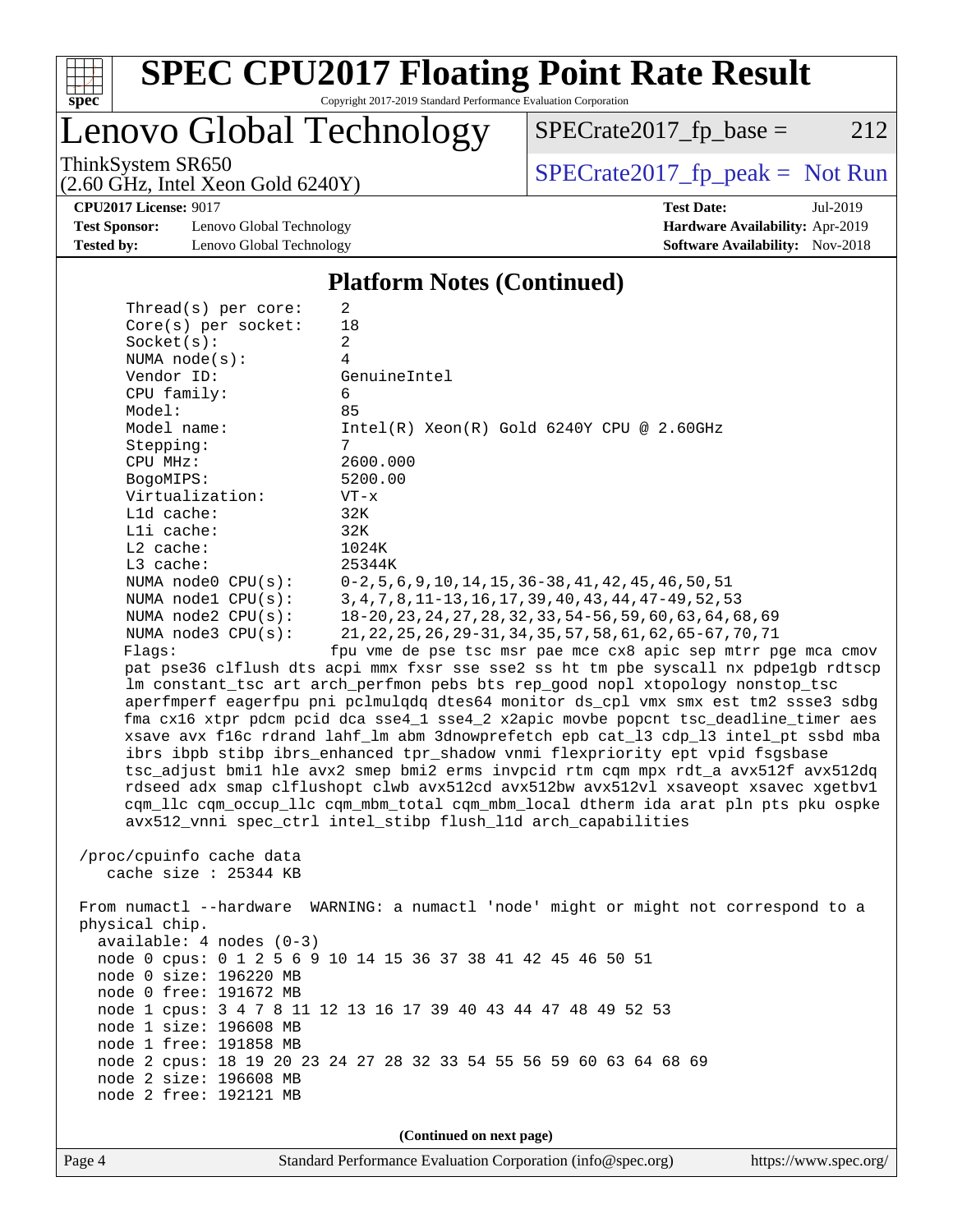## Platform Notes (Continued)

```
Thread(s) per core:    2
Core(s) per socket:    18
Socket(s):             2
NUMA node(s):          4
Vendor ID:             GenuineIntel
CPU family:            6
Model:                 85
Model name:            Intel(R) Xeon(R) Gold 6240Y CPU @ 2.60GHz
Stepping:              7
CPU MHz:               2600.000
BogoMIPS:              5200.00
Virtualization:        VT-x
L1d cache:             32K
L1i cache:             32K
L2 cache:              1024K
L3 cache:              25344K
NUMA node0 CPU(s):     0-2,5,6,9,10,14,15,36-38,41,42,45,46,50,51
NUMA node1 CPU(s):     3,4,7,8,11-13,16,17,39,40,43,44,47-49,52,53
NUMA node2 CPU(s):     18-20,23,24,27,28,32,33,54-56,59,60,63,64,68,69
NUMA node3 CPU(s):     21,22,25,26,29-31,34,35,57,58,61,62,65-67,70,71
Flags:                 fpu vme de pse tsc msr pae mce cx8 apic sep mtrr pge mca cmov
  pat pse36 clflush dts acpi mmx fxsr sse sse2 ss ht tm pbe syscall nx pdpe1gb rdtscp
  lm constant_tsc art arch_perfmon pebs bts rep_good nopl xtopology nonstop_tsc
  aperfmperf eagerfpu pni pclmulqdq dtes64 monitor ds_cpl vmx smx est tm2 ssse3 sdbg
  fma cx16 xtpr pdcm pcid dca sse4_1 sse4_2 x2apic movbe popcnt tsc_deadline_timer aes
  xsave avx f16c rdrand lahf_lm abm 3dnowprefetch epb cat_l3 cdp_l3 intel_pt ssbd mba
  ibrs ibpb stibp ibrs_enhanced tpr_shadow vnmi flexpriority ept vpid fsgsbase
  tsc_adjust bmi1 hle avx2 smep bmi2 erms invpcid rtm cqm mpx rdt_a avx512f avx512dq
  rdseed adx smap clflushopt clwb avx512cd avx512bw avx512vl xsaveopt xsavec xgetbv1
  cqm_llc cqm_occup_llc cqm_mbm_total cqm_mbm_local dtherm ida arat pln pts pku ospke
  avx512_vnni spec_ctrl intel_stibp flush_l1d arch_capabilities

/proc/cpuinfo cache data
   cache size : 25344 KB

From numactl --hardware  WARNING: a numactl 'node' might or might not correspond to a
physical chip.
  available: 4 nodes (0-3)
  node 0 cpus: 0 1 2 5 6 9 10 14 15 36 37 38 41 42 45 46 50 51
  node 0 size: 196220 MB
  node 0 free: 191672 MB
  node 1 cpus: 3 4 7 8 11 12 13 16 17 39 40 43 44 47 48 49 52 53
  node 1 size: 196608 MB
  node 1 free: 191858 MB
  node 2 cpus: 18 19 20 23 24 27 28 32 33 54 55 56 59 60 63 64 68 69
  node 2 size: 196608 MB
  node 2 free: 192121 MB
```

**(Continued on next page)**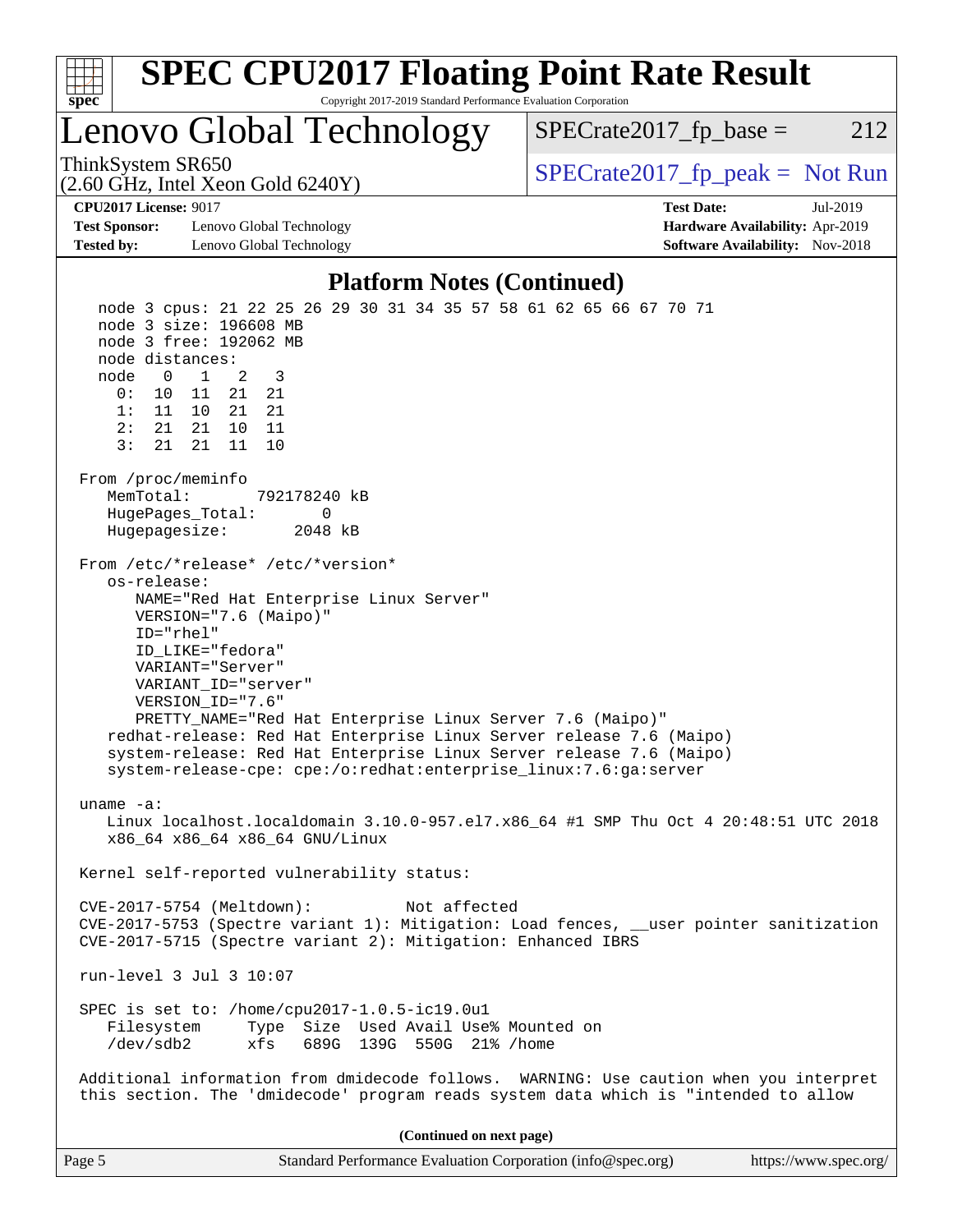# SPEC CPU2017 Floating Point Rate Result

Copyright 2017-2019 Standard Performance Evaluation Corporation

## Lenovo Global Technology

ThinkSystem SR650
(2.60 GHz, Intel Xeon Gold 6240Y)

SPECrate2017_fp_base = 212

SPECrate2017_fp_peak = Not Run

**CPU2017 License:** 9017
**Test Sponsor:** Lenovo Global Technology
**Tested by:** Lenovo Global Technology

**Test Date:** Jul-2019
**Hardware Availability:** Apr-2019
**Software Availability:** Nov-2018

### Platform Notes (Continued)

```
   node 3 cpus: 21 22 25 26 29 30 31 34 35 57 58 61 62 65 66 67 70 71
   node 3 size: 196608 MB
   node 3 free: 192062 MB
   node distances:
   node   0   1   2   3
     0:  10  11  21  21
     1:  11  10  21  21
     2:  21  21  10  11
     3:  21  21  11  10

 From /proc/meminfo
    MemTotal:       792178240 kB
    HugePages_Total:       0
    Hugepagesize:       2048 kB

 From /etc/*release* /etc/*version*
    os-release:
       NAME="Red Hat Enterprise Linux Server"
       VERSION="7.6 (Maipo)"
       ID="rhel"
       ID_LIKE="fedora"
       VARIANT="Server"
       VARIANT_ID="server"
       VERSION_ID="7.6"
       PRETTY_NAME="Red Hat Enterprise Linux Server 7.6 (Maipo)"
    redhat-release: Red Hat Enterprise Linux Server release 7.6 (Maipo)
    system-release: Red Hat Enterprise Linux Server release 7.6 (Maipo)
    system-release-cpe: cpe:/o:redhat:enterprise_linux:7.6:ga:server

 uname -a:
    Linux localhost.localdomain 3.10.0-957.el7.x86_64 #1 SMP Thu Oct 4 20:48:51 UTC 2018
    x86_64 x86_64 x86_64 GNU/Linux

 Kernel self-reported vulnerability status:

 CVE-2017-5754 (Meltdown):          Not affected
 CVE-2017-5753 (Spectre variant 1): Mitigation: Load fences, __user pointer sanitization
 CVE-2017-5715 (Spectre variant 2): Mitigation: Enhanced IBRS

 run-level 3 Jul 3 10:07

 SPEC is set to: /home/cpu2017-1.0.5-ic19.0u1
    Filesystem     Type  Size  Used Avail Use% Mounted on
    /dev/sdb2      xfs   689G  139G  550G  21% /home

 Additional information from dmidecode follows.  WARNING: Use caution when you interpret
 this section. The 'dmidecode' program reads system data which is "intended to allow
```

(Continued on next page)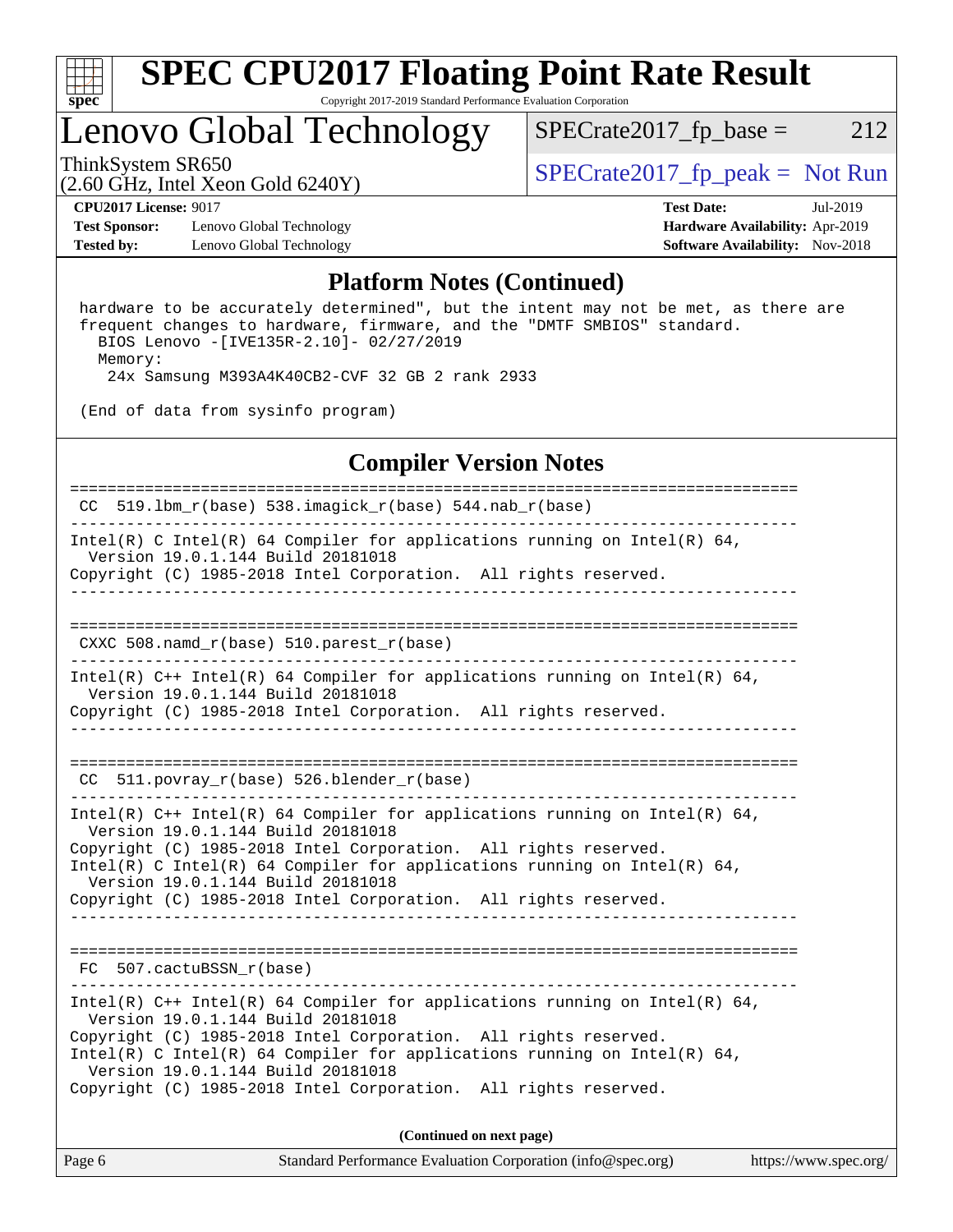# SPEC CPU2017 Floating Point Rate Result

Copyright 2017-2019 Standard Performance Evaluation Corporation

## Lenovo Global Technology

ThinkSystem SR650
(2.60 GHz, Intel Xeon Gold 6240Y)

SPECrate2017_fp_base = 212

SPECrate2017_fp_peak = Not Run

**CPU2017 License:** 9017
**Test Sponsor:** Lenovo Global Technology
**Tested by:** Lenovo Global Technology

**Test Date:** Jul-2019
**Hardware Availability:** Apr-2019
**Software Availability:** Nov-2018

### Platform Notes (Continued)

```
 hardware to be accurately determined", but the intent may not be met, as there are
 frequent changes to hardware, firmware, and the "DMTF SMBIOS" standard.
   BIOS Lenovo -[IVE135R-2.10]- 02/27/2019
   Memory:
    24x Samsung M393A4K40CB2-CVF 32 GB 2 rank 2933

 (End of data from sysinfo program)
```

### Compiler Version Notes

```
==============================================================================
 CC  519.lbm_r(base) 538.imagick_r(base) 544.nab_r(base)
------------------------------------------------------------------------------
Intel(R) C Intel(R) 64 Compiler for applications running on Intel(R) 64,
  Version 19.0.1.144 Build 20181018
Copyright (C) 1985-2018 Intel Corporation.  All rights reserved.
------------------------------------------------------------------------------

==============================================================================
 CXXC 508.namd_r(base) 510.parest_r(base)
------------------------------------------------------------------------------
Intel(R) C++ Intel(R) 64 Compiler for applications running on Intel(R) 64,
  Version 19.0.1.144 Build 20181018
Copyright (C) 1985-2018 Intel Corporation.  All rights reserved.
------------------------------------------------------------------------------

==============================================================================
 CC  511.povray_r(base) 526.blender_r(base)
------------------------------------------------------------------------------
Intel(R) C++ Intel(R) 64 Compiler for applications running on Intel(R) 64,
  Version 19.0.1.144 Build 20181018
Copyright (C) 1985-2018 Intel Corporation.  All rights reserved.
Intel(R) C Intel(R) 64 Compiler for applications running on Intel(R) 64,
  Version 19.0.1.144 Build 20181018
Copyright (C) 1985-2018 Intel Corporation.  All rights reserved.
------------------------------------------------------------------------------

==============================================================================
 FC  507.cactuBSSN_r(base)
------------------------------------------------------------------------------
Intel(R) C++ Intel(R) 64 Compiler for applications running on Intel(R) 64,
  Version 19.0.1.144 Build 20181018
Copyright (C) 1985-2018 Intel Corporation.  All rights reserved.
Intel(R) C Intel(R) 64 Compiler for applications running on Intel(R) 64,
  Version 19.0.1.144 Build 20181018
Copyright (C) 1985-2018 Intel Corporation.  All rights reserved.
```

**(Continued on next page)**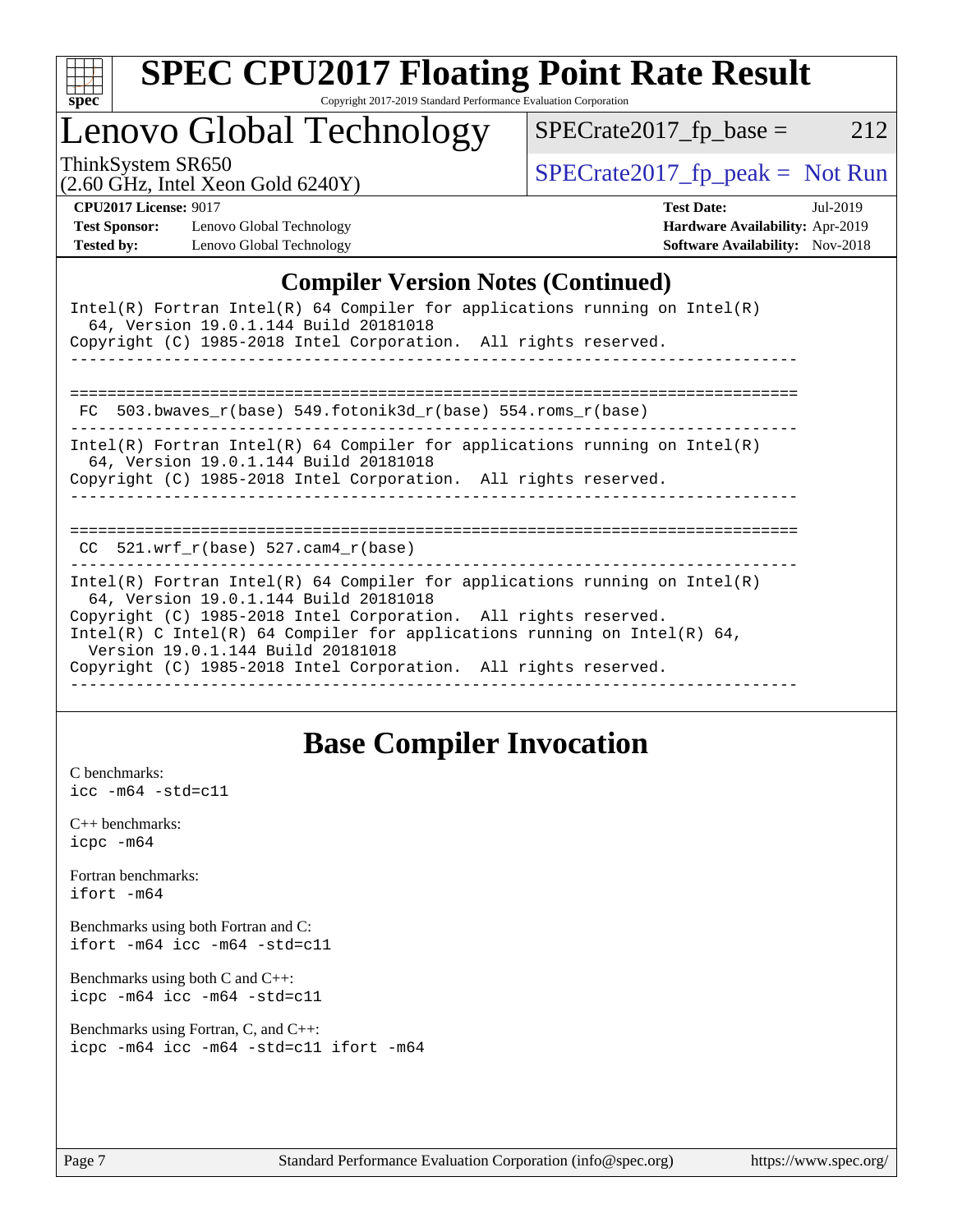## Compiler Version Notes (Continued)

```
Intel(R) Fortran Intel(R) 64 Compiler for applications running on Intel(R)
  64, Version 19.0.1.144 Build 20181018
Copyright (C) 1985-2018 Intel Corporation.  All rights reserved.
------------------------------------------------------------------------------

==============================================================================
 FC  503.bwaves_r(base) 549.fotonik3d_r(base) 554.roms_r(base)
------------------------------------------------------------------------------
Intel(R) Fortran Intel(R) 64 Compiler for applications running on Intel(R)
  64, Version 19.0.1.144 Build 20181018
Copyright (C) 1985-2018 Intel Corporation.  All rights reserved.
------------------------------------------------------------------------------

==============================================================================
 CC  521.wrf_r(base) 527.cam4_r(base)
------------------------------------------------------------------------------
Intel(R) Fortran Intel(R) 64 Compiler for applications running on Intel(R)
  64, Version 19.0.1.144 Build 20181018
Copyright (C) 1985-2018 Intel Corporation.  All rights reserved.
Intel(R) C Intel(R) 64 Compiler for applications running on Intel(R) 64,
  Version 19.0.1.144 Build 20181018
Copyright (C) 1985-2018 Intel Corporation.  All rights reserved.
------------------------------------------------------------------------------
```

## Base Compiler Invocation

C benchmarks:
`icc -m64 -std=c11`

C++ benchmarks:
`icpc -m64`

Fortran benchmarks:
`ifort -m64`

Benchmarks using both Fortran and C:
`ifort -m64 icc -m64 -std=c11`

Benchmarks using both C and C++:
`icpc -m64 icc -m64 -std=c11`

Benchmarks using Fortran, C, and C++:
`icpc -m64 icc -m64 -std=c11 ifort -m64`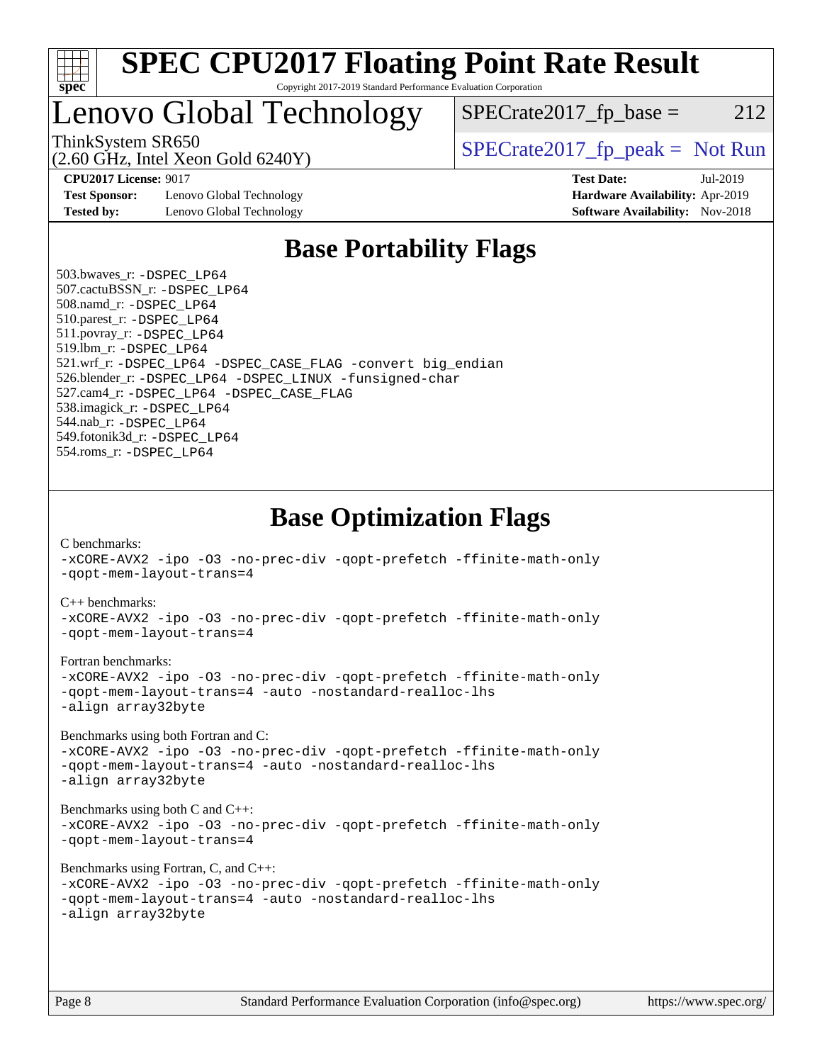# SPEC CPU2017 Floating Point Rate Result

Copyright 2017-2019 Standard Performance Evaluation Corporation

## Lenovo Global Technology

ThinkSystem SR650
(2.60 GHz, Intel Xeon Gold 6240Y)

SPECrate2017_fp_base = 212

SPECrate2017_fp_peak = Not Run

**CPU2017 License:** 9017
**Test Sponsor:** Lenovo Global Technology
**Tested by:** Lenovo Global Technology

**Test Date:** Jul-2019
**Hardware Availability:** Apr-2019
**Software Availability:** Nov-2018

## Base Portability Flags

503.bwaves_r: `-DSPEC_LP64`
507.cactuBSSN_r: `-DSPEC_LP64`
508.namd_r: `-DSPEC_LP64`
510.parest_r: `-DSPEC_LP64`
511.povray_r: `-DSPEC_LP64`
519.lbm_r: `-DSPEC_LP64`
521.wrf_r: `-DSPEC_LP64 -DSPEC_CASE_FLAG -convert big_endian`
526.blender_r: `-DSPEC_LP64 -DSPEC_LINUX -funsigned-char`
527.cam4_r: `-DSPEC_LP64 -DSPEC_CASE_FLAG`
538.imagick_r: `-DSPEC_LP64`
544.nab_r: `-DSPEC_LP64`
549.fotonik3d_r: `-DSPEC_LP64`
554.roms_r: `-DSPEC_LP64`

## Base Optimization Flags

C benchmarks:

```
-xCORE-AVX2 -ipo -O3 -no-prec-div -qopt-prefetch -ffinite-math-only
-qopt-mem-layout-trans=4
```

C++ benchmarks:

```
-xCORE-AVX2 -ipo -O3 -no-prec-div -qopt-prefetch -ffinite-math-only
-qopt-mem-layout-trans=4
```

Fortran benchmarks:

```
-xCORE-AVX2 -ipo -O3 -no-prec-div -qopt-prefetch -ffinite-math-only
-qopt-mem-layout-trans=4 -auto -nostandard-realloc-lhs
-align array32byte
```

Benchmarks using both Fortran and C:

```
-xCORE-AVX2 -ipo -O3 -no-prec-div -qopt-prefetch -ffinite-math-only
-qopt-mem-layout-trans=4 -auto -nostandard-realloc-lhs
-align array32byte
```

Benchmarks using both C and C++:

```
-xCORE-AVX2 -ipo -O3 -no-prec-div -qopt-prefetch -ffinite-math-only
-qopt-mem-layout-trans=4
```

Benchmarks using Fortran, C, and C++:

```
-xCORE-AVX2 -ipo -O3 -no-prec-div -qopt-prefetch -ffinite-math-only
-qopt-mem-layout-trans=4 -auto -nostandard-realloc-lhs
-align array32byte
```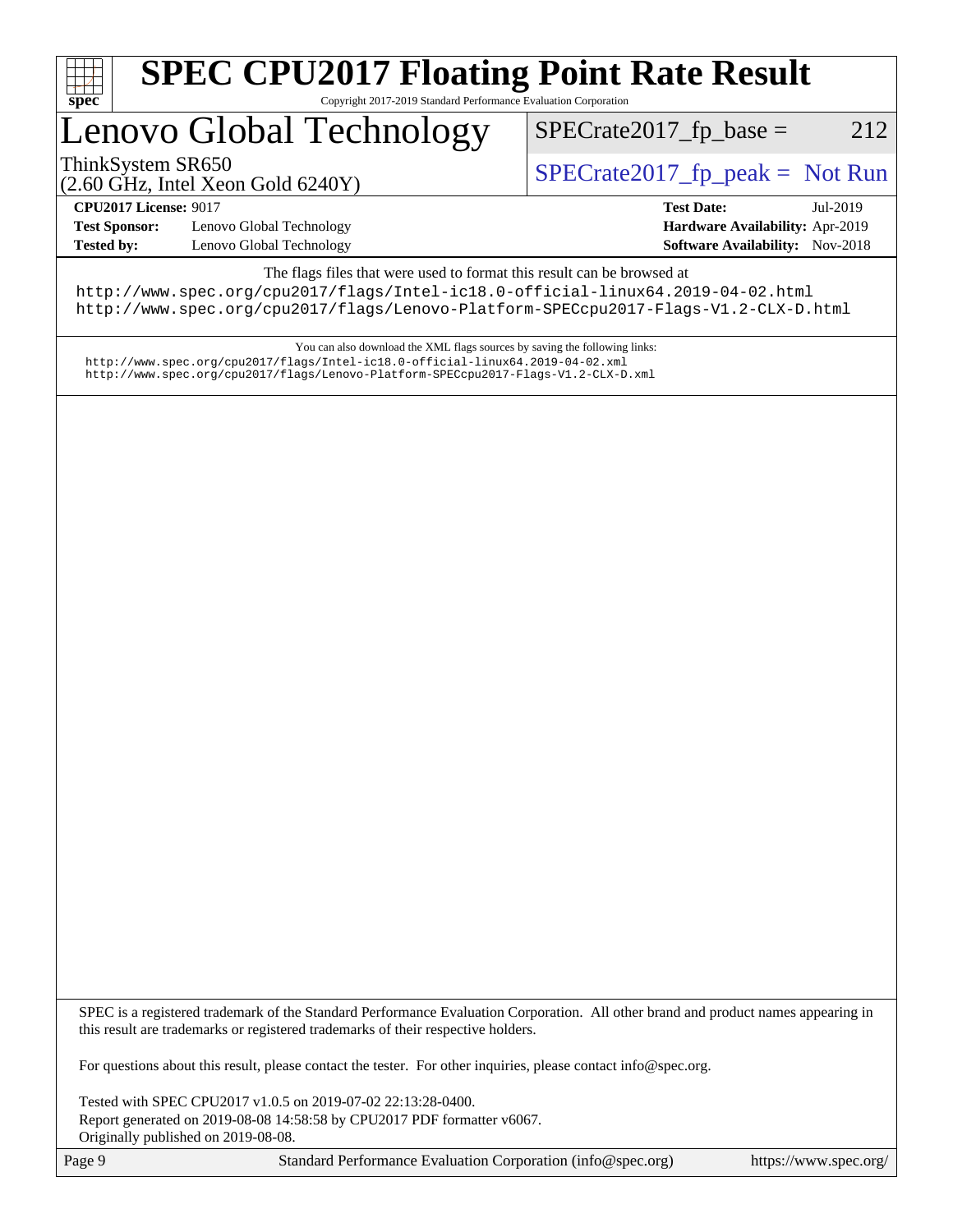The flags files that were used to format this result can be browsed at

http://www.spec.org/cpu2017/flags/Intel-ic18.0-official-linux64.2019-04-02.html
http://www.spec.org/cpu2017/flags/Lenovo-Platform-SPECcpu2017-Flags-V1.2-CLX-D.html

You can also download the XML flags sources by saving the following links:

http://www.spec.org/cpu2017/flags/Intel-ic18.0-official-linux64.2019-04-02.xml
http://www.spec.org/cpu2017/flags/Lenovo-Platform-SPECcpu2017-Flags-V1.2-CLX-D.xml

SPEC is a registered trademark of the Standard Performance Evaluation Corporation. All other brand and product names appearing in this result are trademarks or registered trademarks of their respective holders.

For questions about this result, please contact the tester. For other inquiries, please contact info@spec.org.

Tested with SPEC CPU2017 v1.0.5 on 2019-07-02 22:13:28-0400.
Report generated on 2019-08-08 14:58:58 by CPU2017 PDF formatter v6067.
Originally published on 2019-08-08.